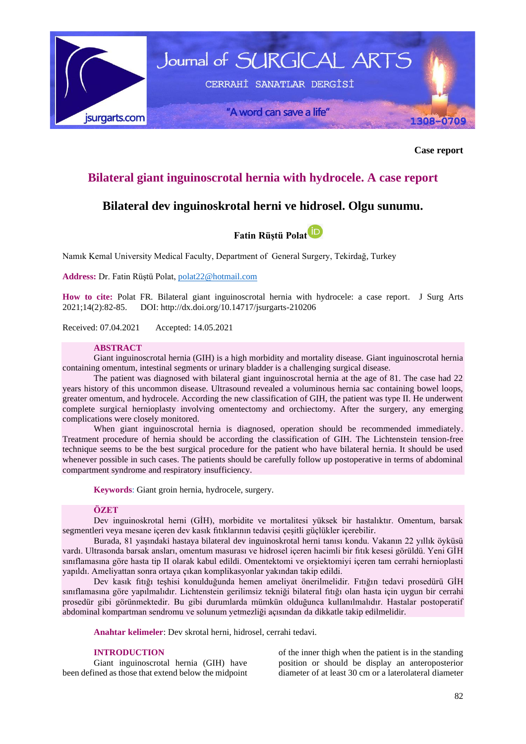Case report

# Bilateral giant inguinoscrotal hernia with hydrocele. A case report

# Bilateral dev inguinoskrotal herni ve hidrosel. Olgu sunumu.

**Fatin Rüştü Polat**

Namık Kemal University Medical Faculty, Department of General Surgery, Tekirdağ, Turkey

**Address:** Dr. Fatin Rüştü Polat, polat22@hotmail.com

**How to cite:** Polat FR. Bilateral giant inguinoscrotal hernia with hydrocele: a case report. J Surg Arts 2021;14(2):82-85. DOI: http://dx.doi.org/10.14717/jsurgarts-210206

Received: 07.04.2021 Accepted: 14.05.2021

## ABSTRACT

Giant inguinoscrotal hernia (GIH) is a high morbidity and mortality disease. Giant inguinoscrotal hernia containing omentum, intestinal segments or urinary bladder is a challenging surgical disease.

The patient was diagnosed with bilateral giant inguinoscrotal hernia at the age of 81. The case had 22 years history of this uncommon disease. Ultrasound revealed a voluminous hernia sac containing bowel loops, greater omentum, and hydrocele. According the new classification of GIH, the patient was type II. He underwent complete surgical hernioplasty involving omentectomy and orchiectomy. After the surgery, any emerging complications were closely monitored.

When giant inguinoscrotal hernia is diagnosed, operation should be recommended immediately. Treatment procedure of hernia should be according the classification of GIH. The Lichtenstein tension-free technique seems to be the best surgical procedure for the patient who have bilateral hernia. It should be used whenever possible in such cases. The patients should be carefully follow up postoperative in terms of abdominal compartment syndrome and respiratory insufficiency.

**Keywords**: Giant groin hernia, hydrocele, surgery.

## ÖZET

Dev inguinoskrotal herni (GİH), morbidite ve mortalitesi yüksek bir hastalıktır. Omentum, barsak segmentleri veya mesane içeren dev kasık fıtıklarının tedavisi çeşitli güçlükler içerebilir.

Burada, 81 yaşındaki hastaya bilateral dev inguinoskrotal herni tanısı kondu. Vakanın 22 yıllık öyküsü vardı. Ultrasonda barsak ansları, omentum masurası ve hidrosel içeren hacimli bir fıtık kesesi görüldü. Yeni GİH sınıflamasına göre hasta tip II olarak kabul edildi. Omentektomi ve orşiektomiyi içeren tam cerrahi hernioplasti yapıldı. Ameliyattan sonra ortaya çıkan komplikasyonlar yakından takip edildi.

Dev kasık fıtığı teşhisi konulduğunda hemen ameliyat önerilmelidir. Fıtığın tedavi prosedürü GİH sınıflamasına göre yapılmalıdır. Lichtenstein gerilimsiz tekniği bilateral fıtığı olan hasta için uygun bir cerrahi prosedür gibi görünmektedir. Bu gibi durumlarda mümkün olduğunca kullanılmalıdır. Hastalar postoperatif abdominal kompartman sendromu ve solunum yetmezliği açısından da dikkatle takip edilmelidir.

**Anahtar kelimeler**: Dev skrotal herni, hidrosel, cerrahi tedavi.

## INTRODUCTION

Giant inguinoscrotal hernia (GIH) have been defined as those that extend below the midpoint of the inner thigh when the patient is in the standing position or should be display an anteroposterior diameter of at least 30 cm or a laterolateral diameter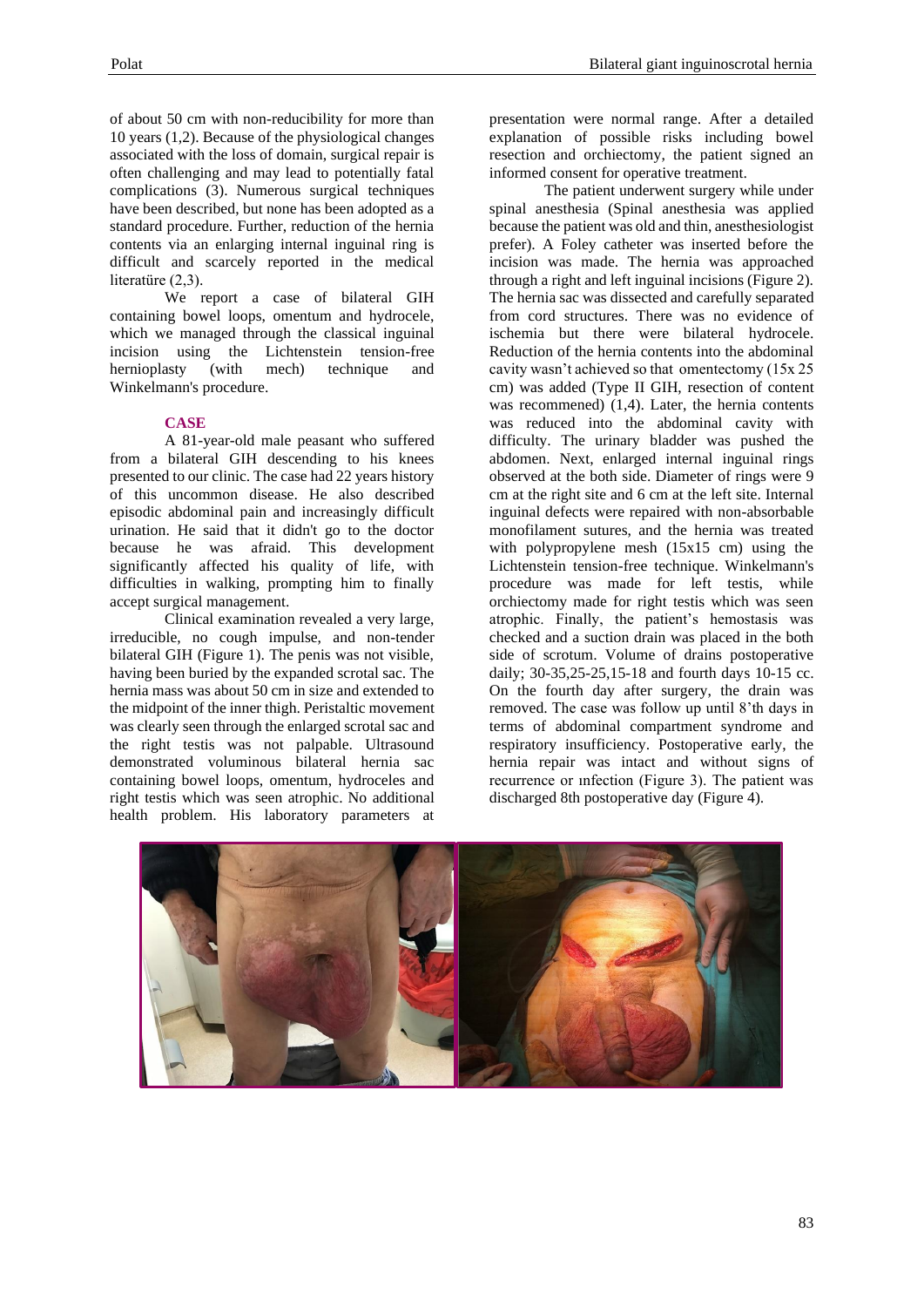of about 50 cm with non-reducibility for more than 10 years (1,2). Because of the physiological changes associated with the loss of domain, surgical repair is often challenging and may lead to potentially fatal complications (3). Numerous surgical techniques have been described, but none has been adopted as a standard procedure. Further, reduction of the hernia contents via an enlarging internal inguinal ring is difficult and scarcely reported in the medical literatüre (2,3).

We report a case of bilateral GIH containing bowel loops, omentum and hydrocele, which we managed through the classical inguinal incision using the Lichtenstein tension-free hernioplasty (with mech) technique and Winkelmann's procedure.

## CASE

A 81-year-old male peasant who suffered from a bilateral GIH descending to his knees presented to our clinic. The case had 22 years history of this uncommon disease. He also described episodic abdominal pain and increasingly difficult urination. He said that it didn't go to the doctor because he was afraid. This development significantly affected his quality of life, with difficulties in walking, prompting him to finally accept surgical management.

Clinical examination revealed a very large, irreducible, no cough impulse, and non-tender bilateral GIH (Figure 1). The penis was not visible, having been buried by the expanded scrotal sac. The hernia mass was about 50 cm in size and extended to the midpoint of the inner thigh. Peristaltic movement was clearly seen through the enlarged scrotal sac and the right testis was not palpable. Ultrasound demonstrated voluminous bilateral hernia sac containing bowel loops, omentum, hydroceles and right testis which was seen atrophic. No additional health problem. His laboratory parameters at presentation were normal range. After a detailed explanation of possible risks including bowel resection and orchiectomy, the patient signed an informed consent for operative treatment.

The patient underwent surgery while under spinal anesthesia (Spinal anesthesia was applied because the patient was old and thin, anesthesiologist prefer). A Foley catheter was inserted before the incision was made. The hernia was approached through a right and left inguinal incisions (Figure 2). The hernia sac was dissected and carefully separated from cord structures. There was no evidence of ischemia but there were bilateral hydrocele. Reduction of the hernia contents into the abdominal cavity wasn't achieved so that omentectomy (15x 25 cm) was added (Type II GIH, resection of content was recommened) (1,4). Later, the hernia contents was reduced into the abdominal cavity with difficulty. The urinary bladder was pushed the abdomen. Next, enlarged internal inguinal rings observed at the both side. Diameter of rings were 9 cm at the right site and 6 cm at the left site. Internal inguinal defects were repaired with non-absorbable monofilament sutures, and the hernia was treated with polypropylene mesh (15x15 cm) using the Lichtenstein tension-free technique. Winkelmann's procedure was made for left testis, while orchiectomy made for right testis which was seen atrophic. Finally, the patient's hemostasis was checked and a suction drain was placed in the both side of scrotum. Volume of drains postoperative daily; 30-35,25-25,15-18 and fourth days 10-15 cc. On the fourth day after surgery, the drain was removed. The case was follow up until 8'th days in terms of abdominal compartment syndrome and respiratory insufficiency. Postoperative early, the hernia repair was intact and without signs of recurrence or ınfection (Figure 3). The patient was discharged 8th postoperative day (Figure 4).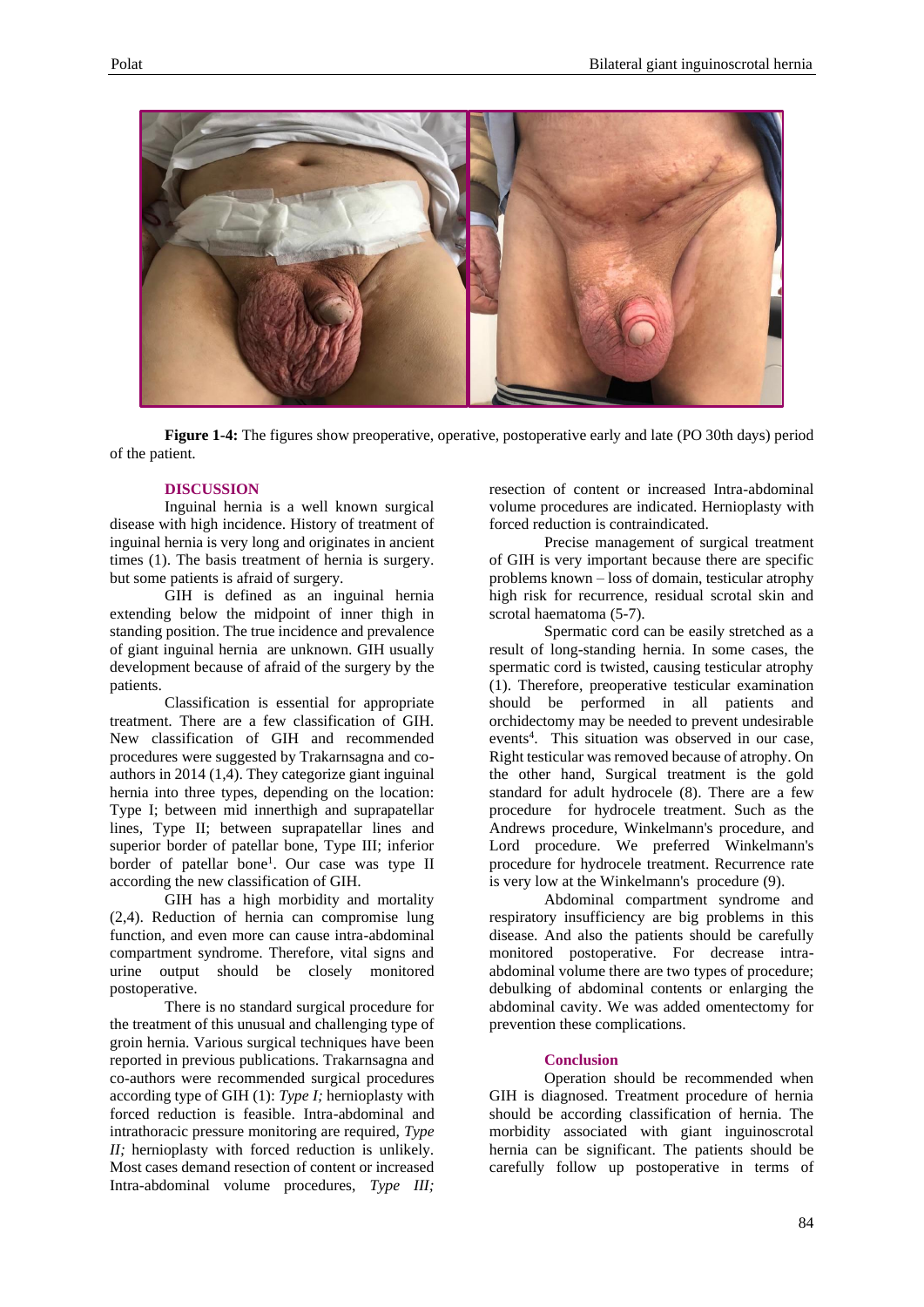**Figure 1-4:** The figures show preoperative, operative, postoperative early and late (PO 30th days) period of the patient.

## DISCUSSION

Inguinal hernia is a well known surgical disease with high incidence. History of treatment of inguinal hernia is very long and originates in ancient times (1). The basis treatment of hernia is surgery. but some patients is afraid of surgery.

GIH is defined as an inguinal hernia extending below the midpoint of inner thigh in standing position. The true incidence and prevalence of giant inguinal hernia are unknown. GIH usually development because of afraid of the surgery by the patients.

Classification is essential for appropriate treatment. There are a few classification of GIH. New classification of GIH and recommended procedures were suggested by Trakarnsagna and co-authors in 2014 (1,4). They categorize giant inguinal hernia into three types, depending on the location: Type I; between mid innerthigh and suprapatellar lines, Type II; between suprapatellar lines and superior border of patellar bone, Type III; inferior border of patellar bone[1]. Our case was type II according the new classification of GIH.

GIH has a high morbidity and mortality (2,4). Reduction of hernia can compromise lung function, and even more can cause intra-abdominal compartment syndrome. Therefore, vital signs and urine output should be closely monitored postoperative.

There is no standard surgical procedure for the treatment of this unusual and challenging type of groin hernia. Various surgical techniques have been reported in previous publications. Trakarnsagna and co-authors were recommended surgical procedures according type of GIH (1): *Type I;* hernioplasty with forced reduction is feasible. Intra-abdominal and intrathoracic pressure monitoring are required, *Type II;* hernioplasty with forced reduction is unlikely. Most cases demand resection of content or increased Intra-abdominal volume procedures, *Type III;* resection of content or increased Intra-abdominal volume procedures are indicated. Hernioplasty with forced reduction is contraindicated.

Precise management of surgical treatment of GIH is very important because there are specific problems known – loss of domain, testicular atrophy high risk for recurrence, residual scrotal skin and scrotal haematoma (5-7).

Spermatic cord can be easily stretched as a result of long-standing hernia. In some cases, the spermatic cord is twisted, causing testicular atrophy (1). Therefore, preoperative testicular examination should be performed in all patients and orchidectomy may be needed to prevent undesirable events[4]. This situation was observed in our case, Right testicular was removed because of atrophy. On the other hand, Surgical treatment is the gold standard for adult hydrocele (8). There are a few procedure for hydrocele treatment. Such as the Andrews procedure, Winkelmann's procedure, and Lord procedure. We preferred Winkelmann's procedure for hydrocele treatment. Recurrence rate is very low at the Winkelmann's procedure (9).

Abdominal compartment syndrome and respiratory insufficiency are big problems in this disease. And also the patients should be carefully monitored postoperative. For decrease intra-abdominal volume there are two types of procedure; debulking of abdominal contents or enlarging the abdominal cavity. We was added omentectomy for prevention these complications.

## Conclusion

Operation should be recommended when GIH is diagnosed. Treatment procedure of hernia should be according classification of hernia. The morbidity associated with giant inguinoscrotal hernia can be significant. The patients should be carefully follow up postoperative in terms of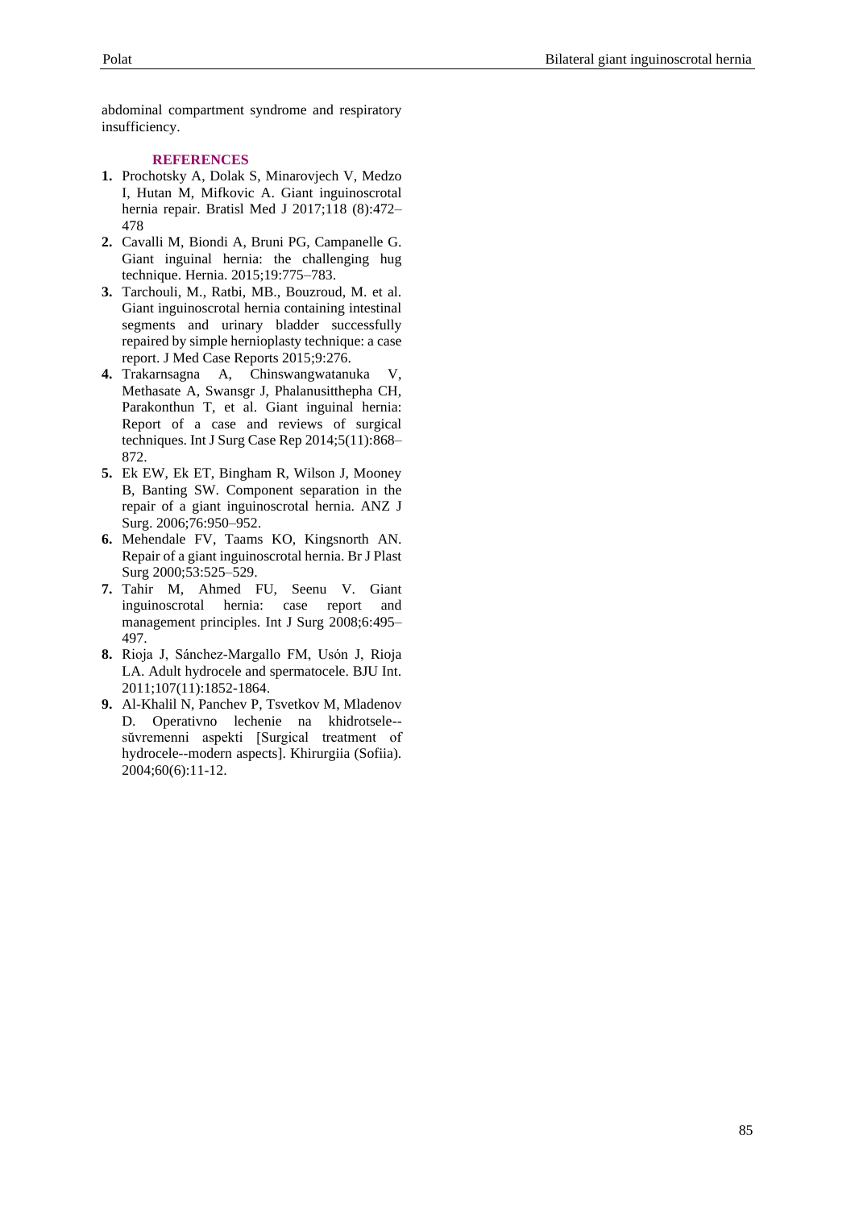abdominal compartment syndrome and respiratory insufficiency.

## REFERENCES

1. Prochotsky A, Dolak S, Minarovjech V, Medzo I, Hutan M, Mifkovic A. Giant inguinoscrotal hernia repair. Bratisl Med J 2017;118 (8):472–478
2. Cavalli M, Biondi A, Bruni PG, Campanelle G. Giant inguinal hernia: the challenging hug technique. Hernia. 2015;19:775–783.
3. Tarchouli, M., Ratbi, MB., Bouzroud, M. et al. Giant inguinoscrotal hernia containing intestinal segments and urinary bladder successfully repaired by simple hernioplasty technique: a case report. J Med Case Reports 2015;9:276.
4. Trakarnsagna A, Chinswangwatanuka V, Methasate A, Swansgr J, Phalanusitthepha CH, Parakonthun T, et al. Giant inguinal hernia: Report of a case and reviews of surgical techniques. Int J Surg Case Rep 2014;5(11):868–872.
5. Ek EW, Ek ET, Bingham R, Wilson J, Mooney B, Banting SW. Component separation in the repair of a giant inguinoscrotal hernia. ANZ J Surg. 2006;76:950–952.
6. Mehendale FV, Taams KO, Kingsnorth AN. Repair of a giant inguinoscrotal hernia. Br J Plast Surg 2000;53:525–529.
7. Tahir M, Ahmed FU, Seenu V. Giant inguinoscrotal hernia: case report and management principles. Int J Surg 2008;6:495–497.
8. Rioja J, Sánchez-Margallo FM, Usón J, Rioja LA. Adult hydrocele and spermatocele. BJU Int. 2011;107(11):1852-1864.
9. Al-Khalil N, Panchev P, Tsvetkov M, Mladenov D. Operativno lechenie na khidrotsele--sŭvremenni aspekti [Surgical treatment of hydrocele--modern aspects]. Khirurgiia (Sofiia). 2004;60(6):11-12.